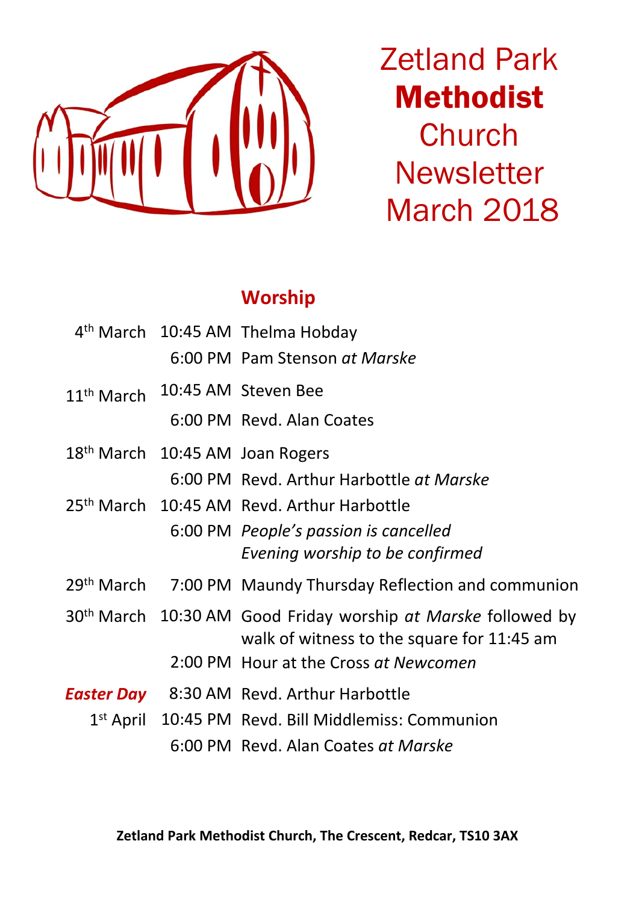# Zetland Park **Methodist** Church Newsletter March 2018

## Worship

| | | |
|---|---|---|
| 4th March | 10:45 AM | Thelma Hobday |
| | 6:00 PM | Pam Stenson *at Marske* |
| 11th March | 10:45 AM | Steven Bee |
| | 6:00 PM | Revd. Alan Coates |
| 18th March | 10:45 AM | Joan Rogers |
| | 6:00 PM | Revd. Arthur Harbottle *at Marske* |
| 25th March | 10:45 AM | Revd. Arthur Harbottle |
| | 6:00 PM | *People's passion is cancelled* *Evening worship to be confirmed* |
| 29th March | 7:00 PM | Maundy Thursday Reflection and communion |
| 30th March | 10:30 AM | Good Friday worship *at Marske* followed by walk of witness to the square for 11:45 am |
| | 2:00 PM | Hour at the Cross *at Newcomen* |
| ***Easter Day*** | 8:30 AM | Revd. Arthur Harbottle |
| 1st April | 10:45 PM | Revd. Bill Middlemiss: Communion |
| | 6:00 PM | Revd. Alan Coates *at Marske* |

**Zetland Park Methodist Church, The Crescent, Redcar, TS10 3AX**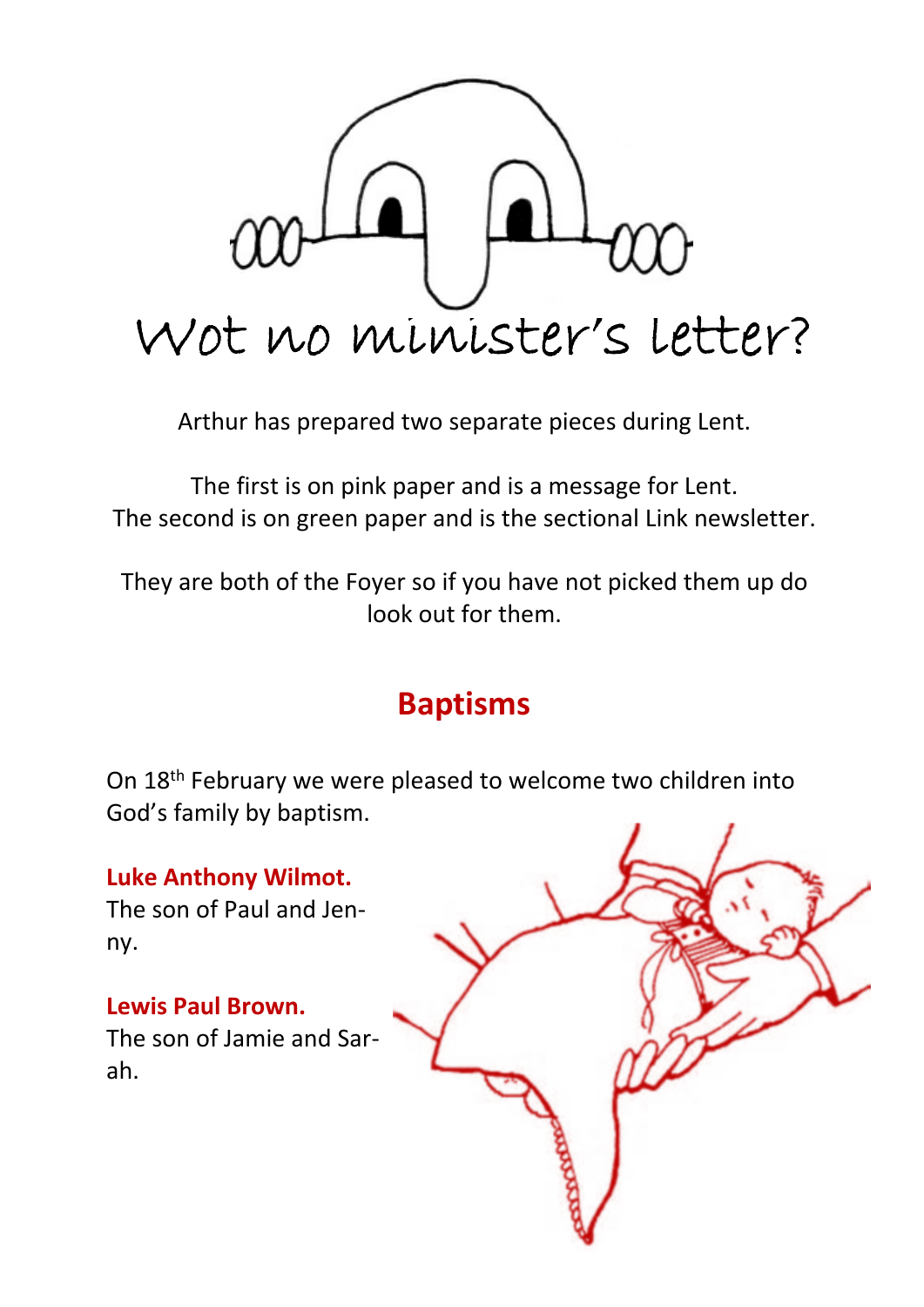# Wot no minister's letter?

Arthur has prepared two separate pieces during Lent.

The first is on pink paper and is a message for Lent.
The second is on green paper and is the sectional Link newsletter.

They are both of the Foyer so if you have not picked them up do look out for them.

## Baptisms

On 18th February we were pleased to welcome two children into God's family by baptism.

**Luke Anthony Wilmot.**
The son of Paul and Jenny.

**Lewis Paul Brown.**
The son of Jamie and Sarah.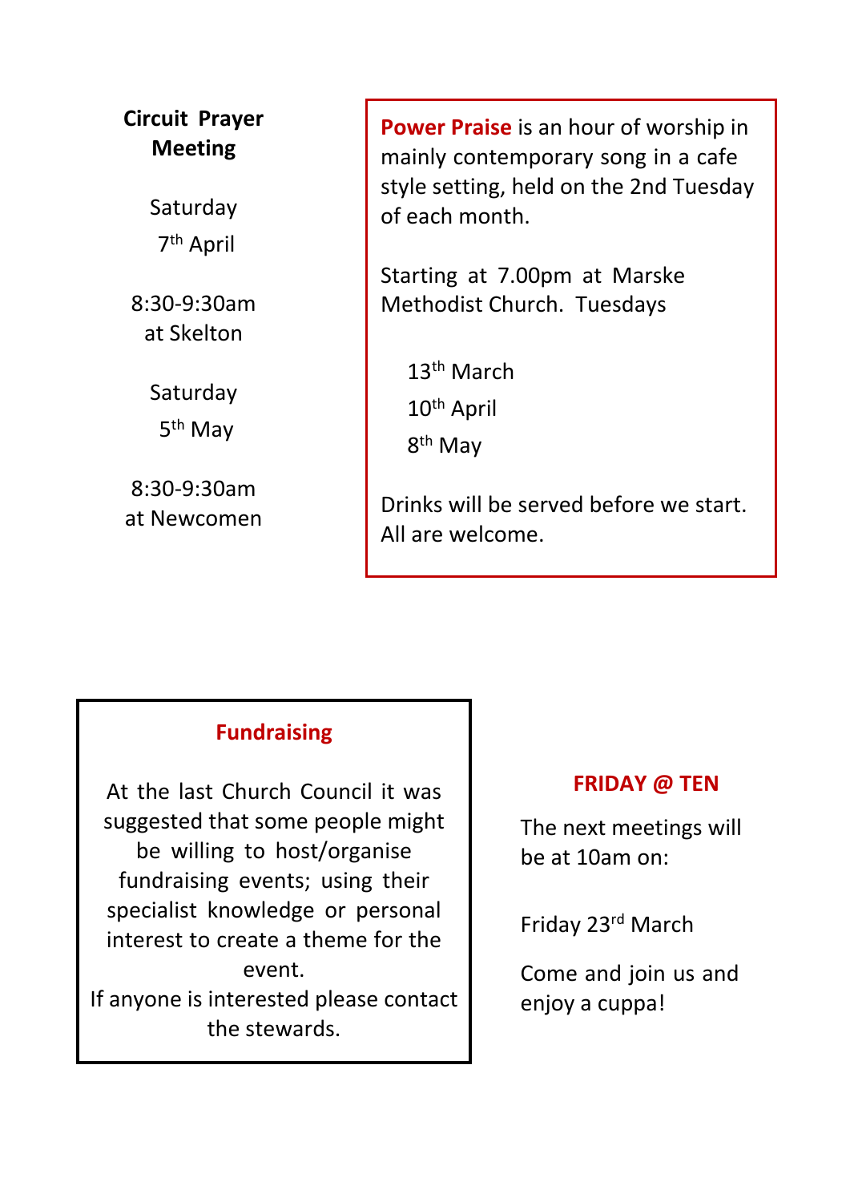## Circuit Prayer Meeting

Saturday
7th April

8:30-9:30am
at Skelton

Saturday
5th May

8:30-9:30am
at Newcomen

**Power Praise** is an hour of worship in mainly contemporary song in a cafe style setting, held on the 2nd Tuesday of each month.

Starting at 7.00pm at Marske Methodist Church. Tuesdays

13th March
10th April
8th May

Drinks will be served before we start. All are welcome.

## Fundraising

At the last Church Council it was suggested that some people might be willing to host/organise fundraising events; using their specialist knowledge or personal interest to create a theme for the event.
If anyone is interested please contact the stewards.

## FRIDAY @ TEN

The next meetings will be at 10am on:

Friday 23rd March

Come and join us and enjoy a cuppa!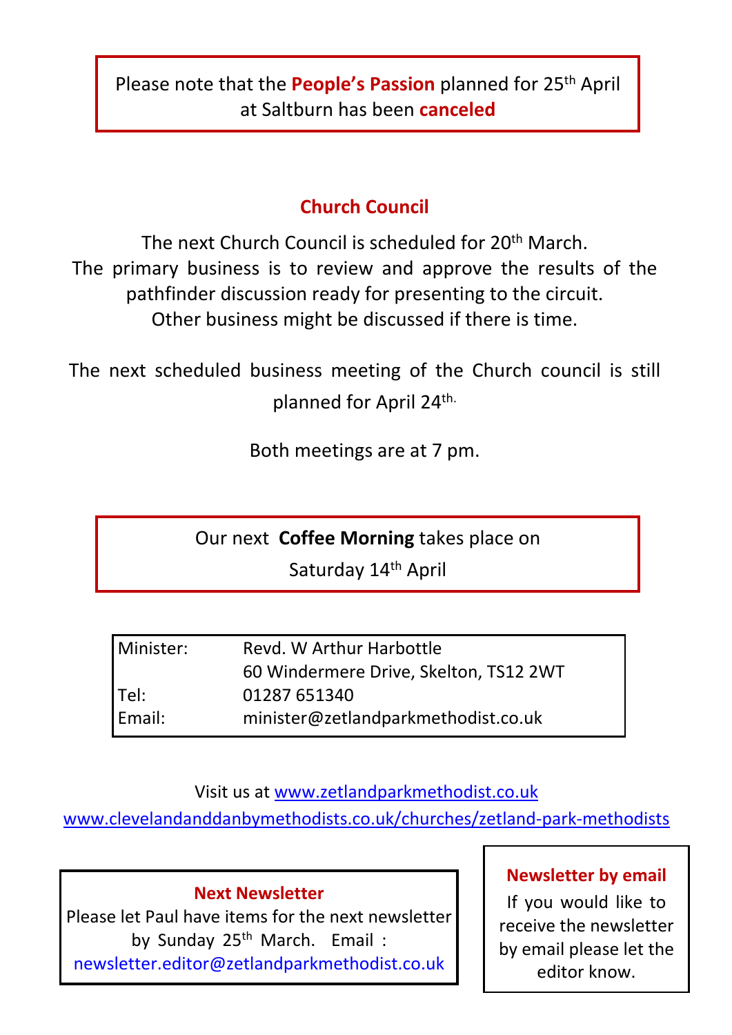Please note that the **People's Passion** planned for 25th April at Saltburn has been **canceled**

## Church Council

The next Church Council is scheduled for 20th March.
The primary business is to review and approve the results of the pathfinder discussion ready for presenting to the circuit.
Other business might be discussed if there is time.

The next scheduled business meeting of the Church council is still planned for April 24th.

Both meetings are at 7 pm.

Our next **Coffee Morning** takes place on Saturday 14th April

| | |
|---|---|
| Minister: | Revd. W Arthur Harbottle |
| | 60 Windermere Drive, Skelton, TS12 2WT |
| Tel: | 01287 651340 |
| Email: | minister@zetlandparkmethodist.co.uk |

Visit us at www.zetlandparkmethodist.co.uk
www.clevelandanddanbymethodists.co.uk/churches/zetland-park-methodists

### Next Newsletter

Please let Paul have items for the next newsletter by Sunday 25th March. Email : newsletter.editor@zetlandparkmethodist.co.uk

### Newsletter by email

If you would like to receive the newsletter by email please let the editor know.